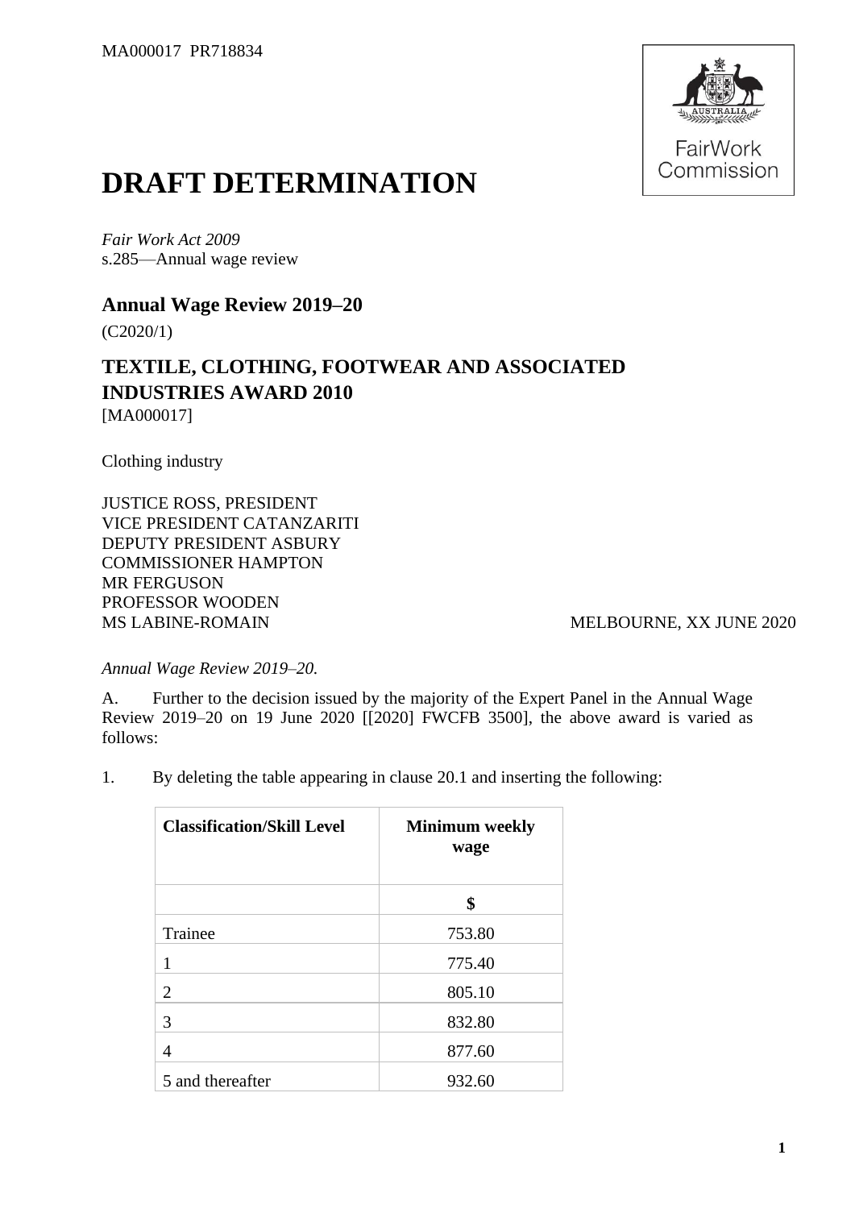MA000017 PR718834

# DRAFT DETERMINATION

*Fair Work Act 2009*
s.285—Annual wage review

## Annual Wage Review 2019–20

(C2020/1)

## TEXTILE, CLOTHING, FOOTWEAR AND ASSOCIATED INDUSTRIES AWARD 2010

[MA000017]

Clothing industry

JUSTICE ROSS, PRESIDENT
VICE PRESIDENT CATANZARITI
DEPUTY PRESIDENT ASBURY
COMMISSIONER HAMPTON
MR FERGUSON
PROFESSOR WOODEN
MS LABINE-ROMAIN

MELBOURNE, XX JUNE 2020

*Annual Wage Review 2019–20.*

A. Further to the decision issued by the majority of the Expert Panel in the Annual Wage Review 2019–20 on 19 June 2020 [[2020] FWCFB 3500], the above award is varied as follows:

1. By deleting the table appearing in clause 20.1 and inserting the following:

| **Classification/Skill Level** | **Minimum weekly wage** |
|---|---|
| | **$** |
| Trainee | 753.80 |
| 1 | 775.40 |
| 2 | 805.10 |
| 3 | 832.80 |
| 4 | 877.60 |
| 5 and thereafter | 932.60 |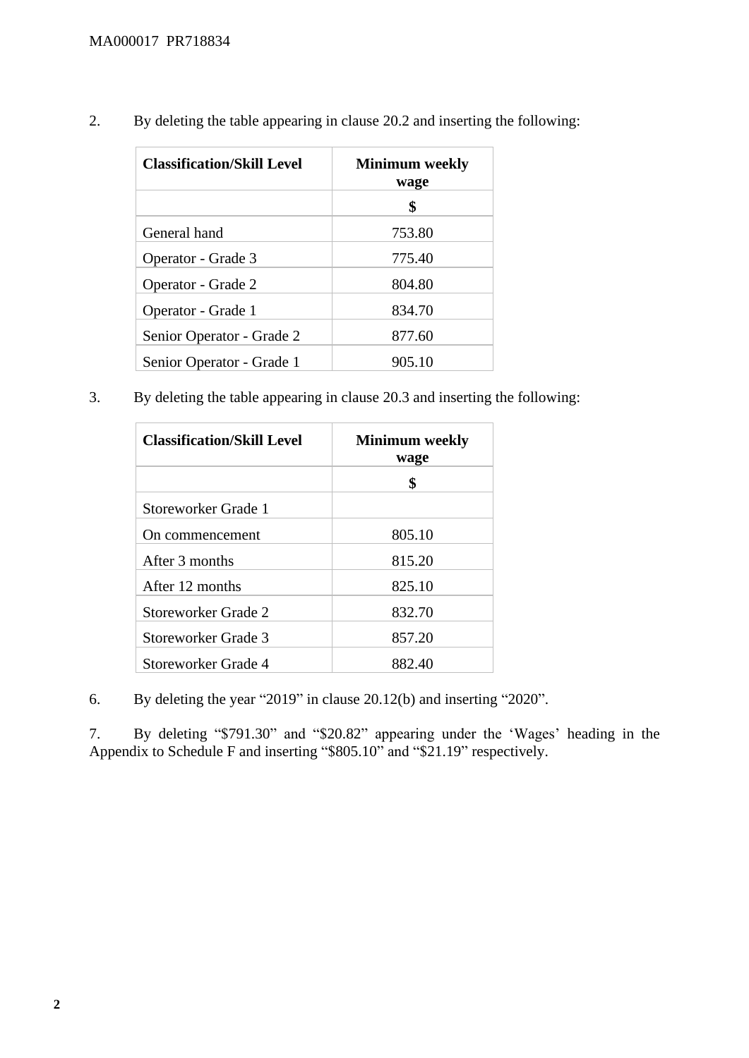2. By deleting the table appearing in clause 20.2 and inserting the following:

| Classification/Skill Level | Minimum weekly wage |
|---|---|
| | $ |
| General hand | 753.80 |
| Operator - Grade 3 | 775.40 |
| Operator - Grade 2 | 804.80 |
| Operator - Grade 1 | 834.70 |
| Senior Operator - Grade 2 | 877.60 |
| Senior Operator - Grade 1 | 905.10 |

3. By deleting the table appearing in clause 20.3 and inserting the following:

| Classification/Skill Level | Minimum weekly wage |
|---|---|
| | $ |
| Storeworker Grade 1 | |
| On commencement | 805.10 |
| After 3 months | 815.20 |
| After 12 months | 825.10 |
| Storeworker Grade 2 | 832.70 |
| Storeworker Grade 3 | 857.20 |
| Storeworker Grade 4 | 882.40 |

6. By deleting the year "2019" in clause 20.12(b) and inserting "2020".

7. By deleting "$791.30" and "$20.82" appearing under the 'Wages' heading in the Appendix to Schedule F and inserting "$805.10" and "$21.19" respectively.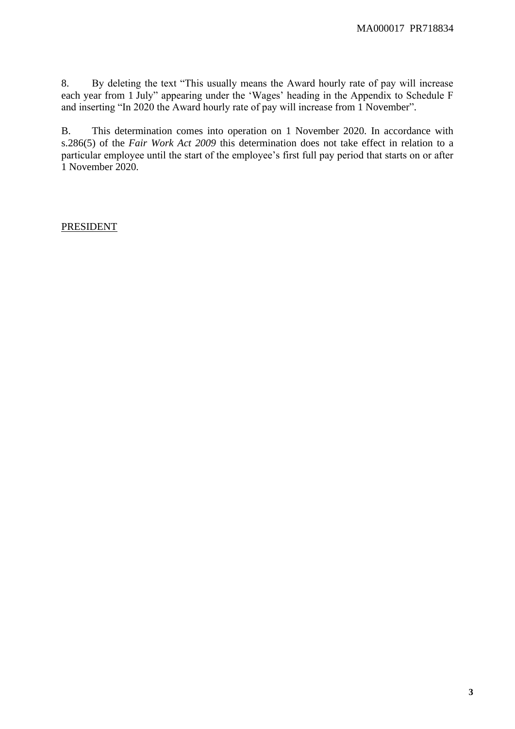8. By deleting the text “This usually means the Award hourly rate of pay will increase each year from 1 July” appearing under the ‘Wages’ heading in the Appendix to Schedule F and inserting “In 2020 the Award hourly rate of pay will increase from 1 November”.

B. This determination comes into operation on 1 November 2020. In accordance with s.286(5) of the *Fair Work Act 2009* this determination does not take effect in relation to a particular employee until the start of the employee’s first full pay period that starts on or after 1 November 2020.

PRESIDENT